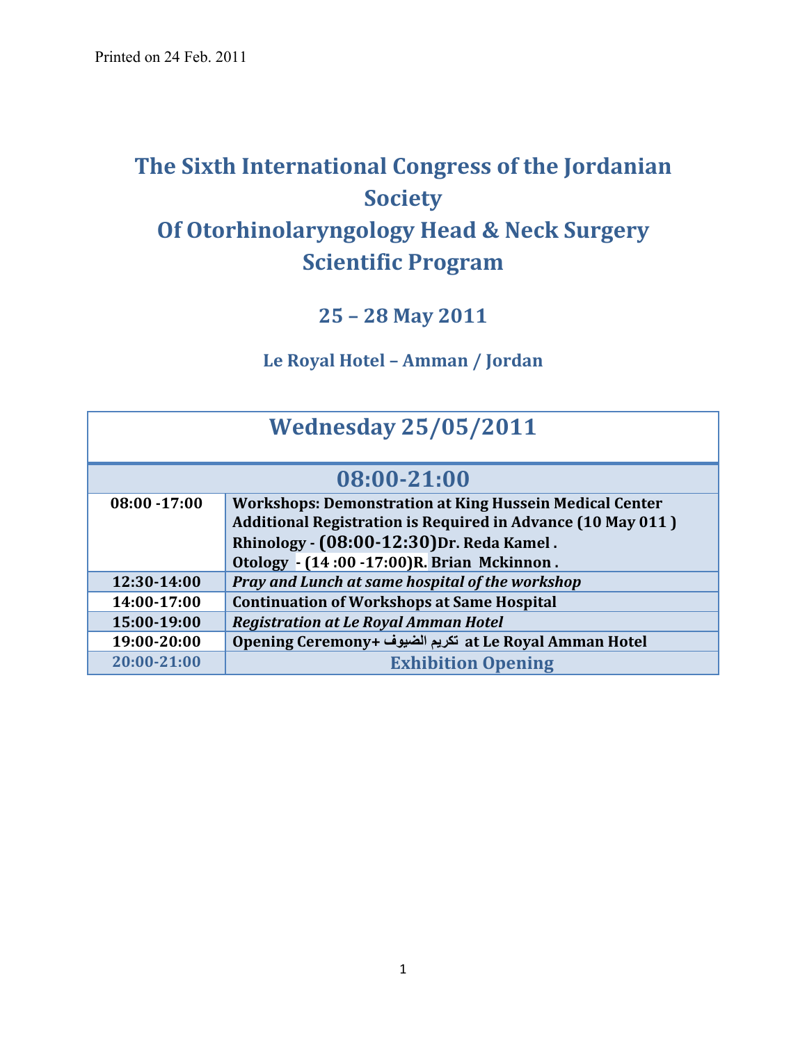Printed on 24 Feb. 2011

# The Sixth International Congress of the Jordanian Society Of Otorhinolaryngology Head & Neck Surgery Scientific Program

## 25 – 28 May 2011

### Le Royal Hotel – Amman / Jordan

| Wednesday 25/05/2011 | |
|---|---|
| **08:00-21:00** | |
| **08:00 -17:00** | **Workshops: Demonstration at King Hussein Medical Center**<br>**Additional Registration is Required in Advance (10 May 011 )**<br>**Rhinology - (08:00-12:30)Dr. Reda Kamel .**<br>**Otology - (14 :00 -17:00)R. Brian Mckinnon .** |
| **12:30-14:00** | ***Pray and Lunch at same hospital of the workshop*** |
| **14:00-17:00** | **Continuation of Workshops at Same Hospital** |
| **15:00-19:00** | ***Registration at Le Royal Amman Hotel*** |
| **19:00-20:00** | **Opening Ceremony+ تكريم الضيوف at Le Royal Amman Hotel** |
| **20:00-21:00** | **Exhibition Opening** |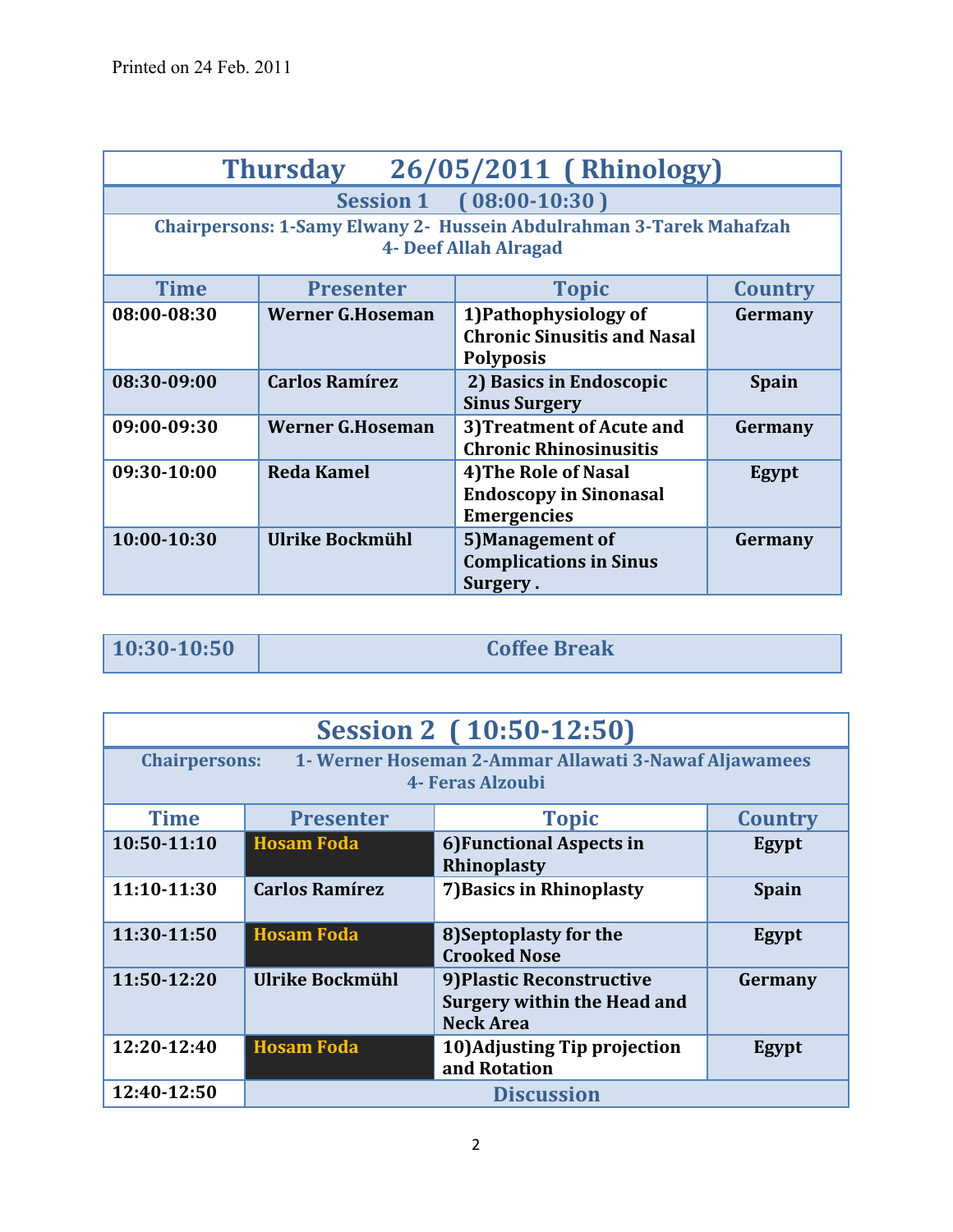Printed on 24 Feb. 2011

# Thursday 26/05/2011 ( Rhinology)

## Session 1 ( 08:00-10:30 )

**Chairpersons: 1-Samy Elwany 2- Hussein Abdulrahman 3-Tarek Mahafzah 4- Deef Allah Alragad**

| Time | Presenter | Topic | Country |
|---|---|---|---|
| 08:00-08:30 | Werner G.Hoseman | 1)Pathophysiology of Chronic Sinusitis and Nasal Polyposis | Germany |
| 08:30-09:00 | Carlos Ramírez | 2) Basics in Endoscopic Sinus Surgery | Spain |
| 09:00-09:30 | Werner G.Hoseman | 3)Treatment of Acute and Chronic Rhinosinusitis | Germany |
| 09:30-10:00 | Reda Kamel | 4)The Role of Nasal Endoscopy in Sinonasal Emergencies | Egypt |
| 10:00-10:30 | Ulrike Bockmühl | 5)Management of Complications in Sinus Surgery . | Germany |

| 10:30-10:50 | Coffee Break |
|---|---|

## Session 2 ( 10:50-12:50)

**Chairpersons: 1- Werner Hoseman 2-Ammar Allawati 3-Nawaf Aljawamees 4- Feras Alzoubi**

| Time | Presenter | Topic | Country |
|---|---|---|---|
| 10:50-11:10 | Hosam Foda | 6)Functional Aspects in Rhinoplasty | Egypt |
| 11:10-11:30 | Carlos Ramírez | 7)Basics in Rhinoplasty | Spain |
| 11:30-11:50 | Hosam Foda | 8)Septoplasty for the Crooked Nose | Egypt |
| 11:50-12:20 | Ulrike Bockmühl | 9)Plastic Reconstructive Surgery within the Head and Neck Area | Germany |
| 12:20-12:40 | Hosam Foda | 10)Adjusting Tip projection and Rotation | Egypt |
| 12:40-12:50 | Discussion | | |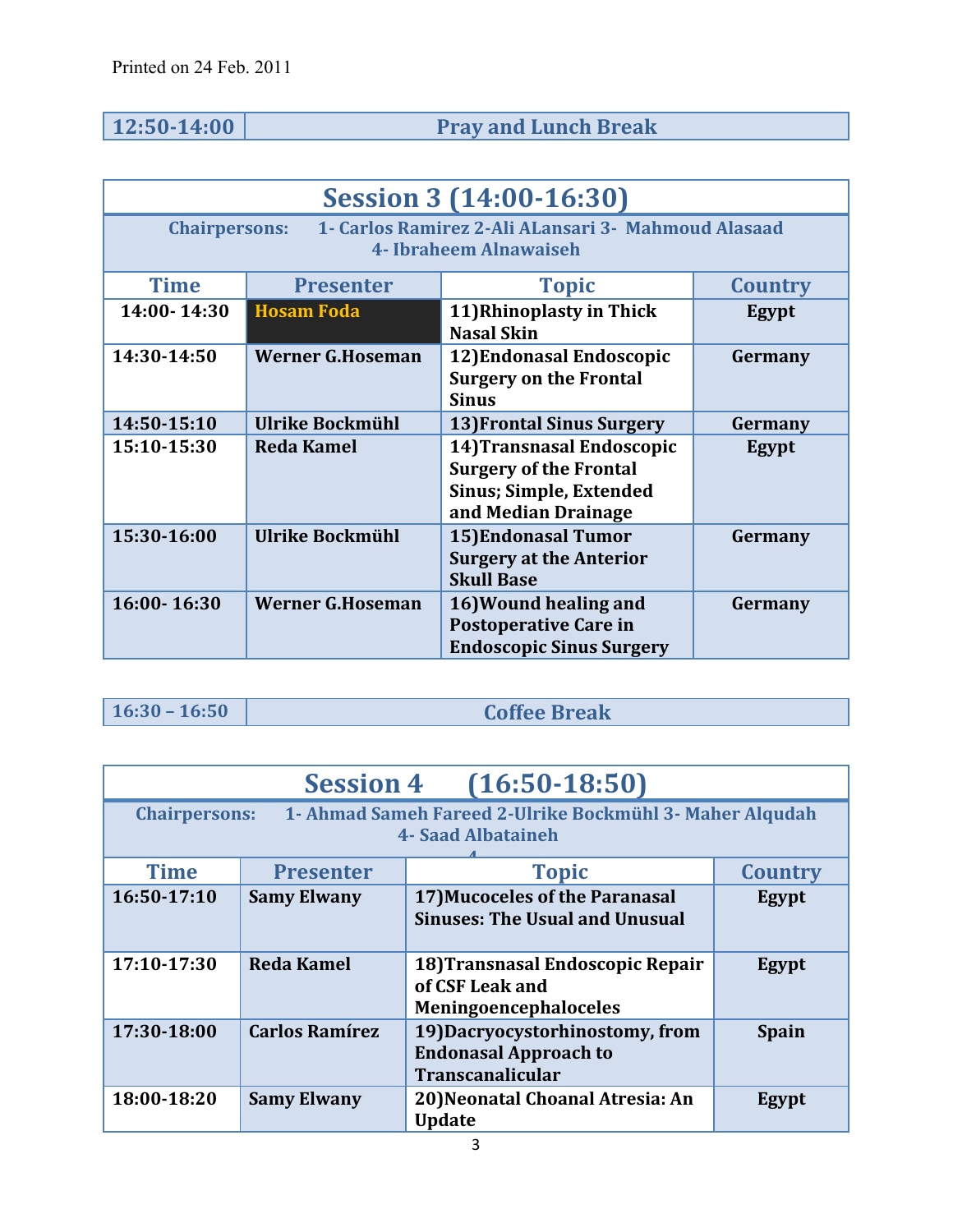Printed on 24 Feb. 2011

| 12:50-14:00 | Pray and Lunch Break |
|---|---|

## Session 3 (14:00-16:30)

**Chairpersons:** 1- Carlos Ramirez 2-Ali ALansari 3- Mahmoud Alasaad 4- Ibraheem Alnawaiseh

| Time | Presenter | Topic | Country |
|---|---|---|---|
| 14:00- 14:30 | Hosam Foda | 11)Rhinoplasty in Thick Nasal Skin | Egypt |
| 14:30-14:50 | Werner G.Hoseman | 12)Endonasal Endoscopic Surgery on the Frontal Sinus | Germany |
| 14:50-15:10 | Ulrike Bockmühl | 13)Frontal Sinus Surgery | Germany |
| 15:10-15:30 | Reda Kamel | 14)Transnasal Endoscopic Surgery of the Frontal Sinus; Simple, Extended and Median Drainage | Egypt |
| 15:30-16:00 | Ulrike Bockmühl | 15)Endonasal Tumor Surgery at the Anterior Skull Base | Germany |
| 16:00- 16:30 | Werner G.Hoseman | 16)Wound healing and Postoperative Care in Endoscopic Sinus Surgery | Germany |

| 16:30 – 16:50 | Coffee Break |
|---|---|

## Session 4 (16:50-18:50)

**Chairpersons:** 1- Ahmad Sameh Fareed 2-Ulrike Bockmühl 3- Maher Alqudah 4- Saad Albataineh

| Time | Presenter | Topic | Country |
|---|---|---|---|
| 16:50-17:10 | Samy Elwany | 17)Mucoceles of the Paranasal Sinuses: The Usual and Unusual | Egypt |
| 17:10-17:30 | Reda Kamel | 18)Transnasal Endoscopic Repair of CSF Leak and Meningoencephaloceles | Egypt |
| 17:30-18:00 | Carlos Ramírez | 19)Dacryocystorhinostomy, from Endonasal Approach to Transcanalicular | Spain |
| 18:00-18:20 | Samy Elwany | 20)Neonatal Choanal Atresia: An Update | Egypt |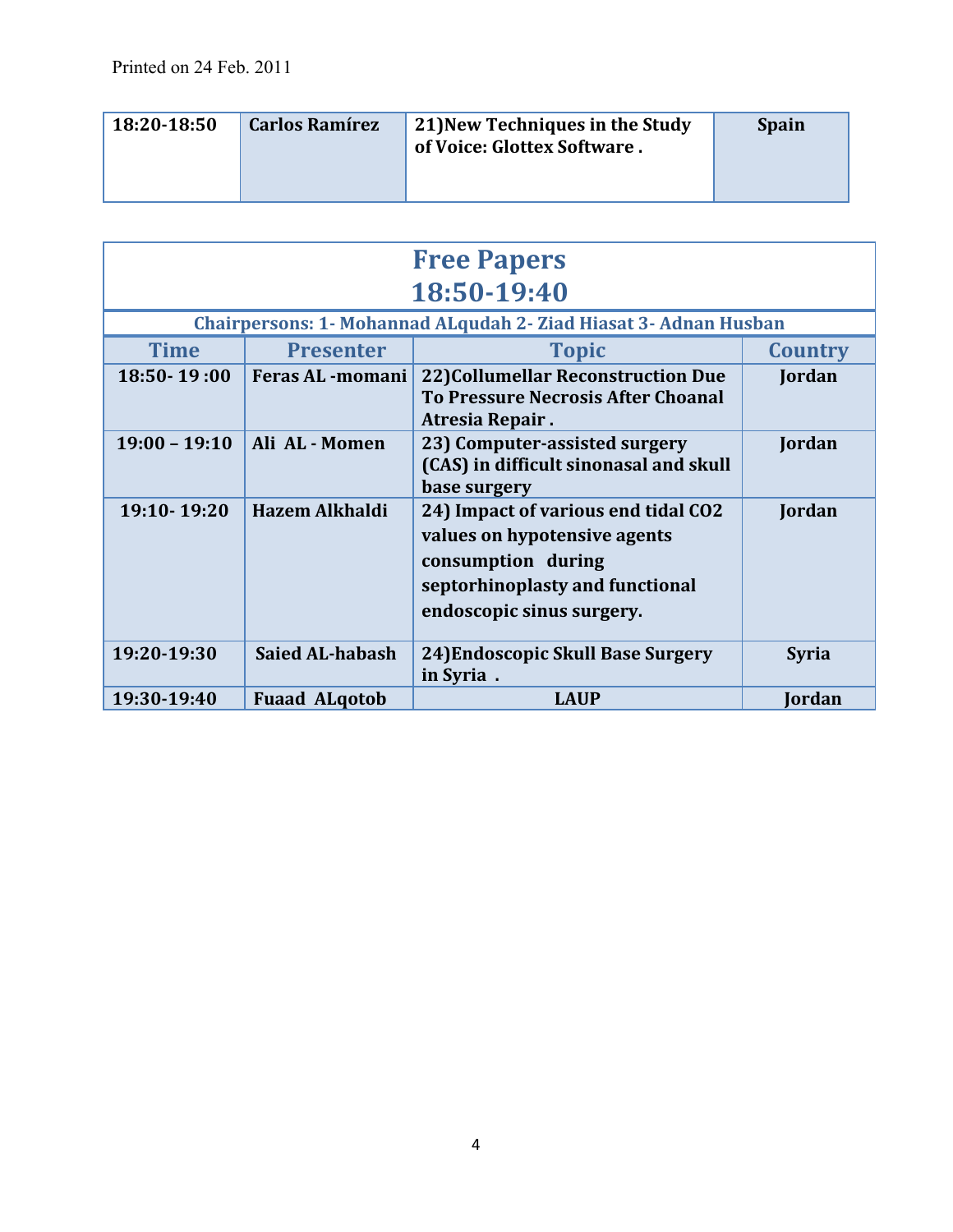Printed on 24 Feb. 2011

| 18:20-18:50 | Carlos Ramírez | 21)New Techniques in the Study of Voice: Glottex Software . | Spain |
|---|---|---|---|

## Free Papers
## 18:50-19:40

**Chairpersons: 1- Mohannad ALqudah 2- Ziad Hiasat 3- Adnan Husban**

| Time | Presenter | Topic | Country |
|---|---|---|---|
| 18:50- 19 :00 | Feras AL -momani | 22)Collumellar Reconstruction Due To Pressure Necrosis After Choanal Atresia Repair . | Jordan |
| 19:00 – 19:10 | Ali AL - Momen | 23) Computer-assisted surgery (CAS) in difficult sinonasal and skull base surgery | Jordan |
| 19:10- 19:20 | Hazem Alkhaldi | 24) Impact of various end tidal CO2 values on hypotensive agents consumption during septorhinoplasty and functional endoscopic sinus surgery. | Jordan |
| 19:20-19:30 | Saied AL-habash | 24)Endoscopic Skull Base Surgery in Syria . | Syria |
| 19:30-19:40 | Fuaad ALqotob | LAUP | Jordan |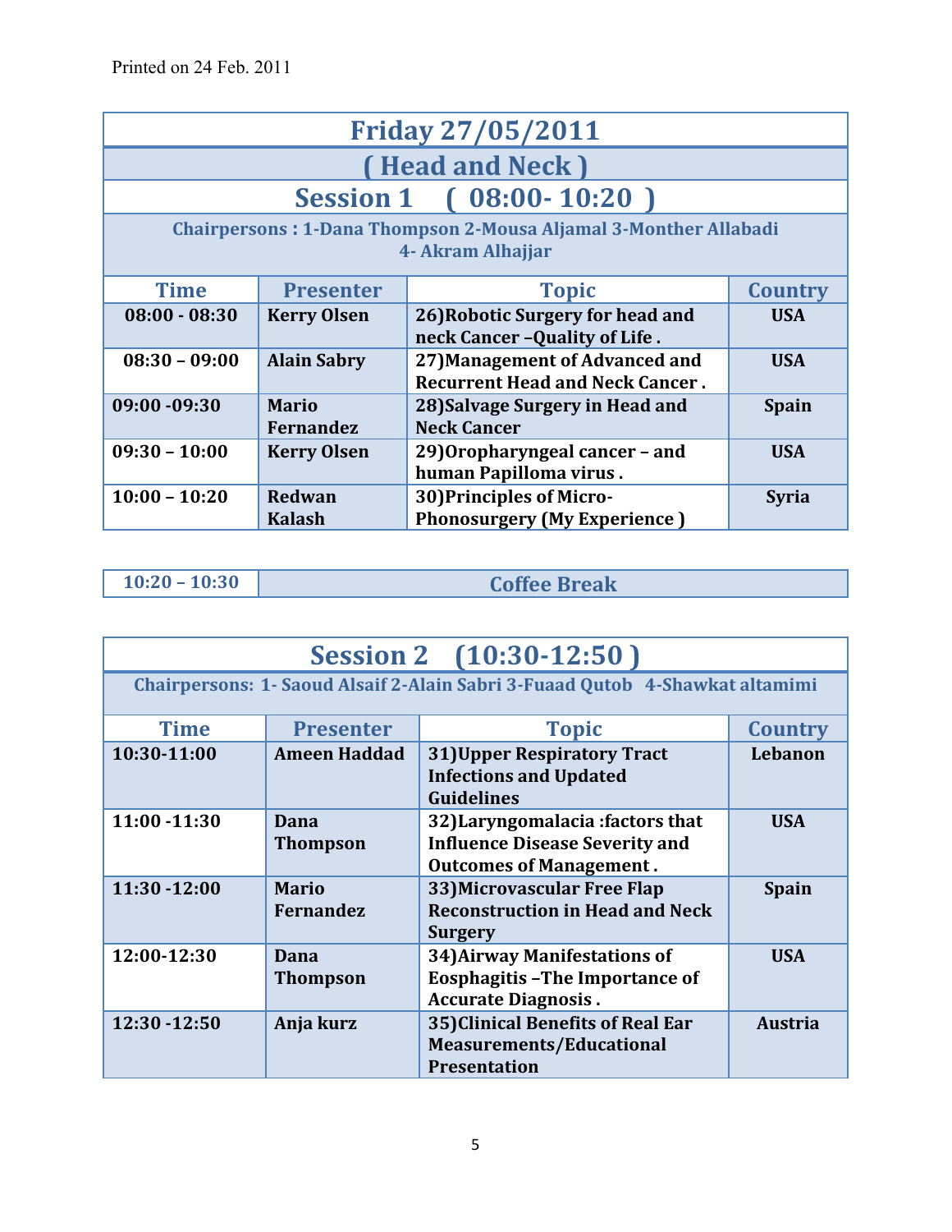Printed on 24 Feb. 2011

# Friday 27/05/2011

## ( Head and Neck )

### Session 1 ( 08:00- 10:20 )

**Chairpersons : 1-Dana Thompson 2-Mousa Aljamal 3-Monther Allabadi 4- Akram Alhajjar**

| Time | Presenter | Topic | Country |
|---|---|---|---|
| 08:00 - 08:30 | Kerry Olsen | 26)Robotic Surgery for head and neck Cancer –Quality of Life . | USA |
| 08:30 – 09:00 | Alain Sabry | 27)Management of Advanced and Recurrent Head and Neck Cancer . | USA |
| 09:00 -09:30 | Mario Fernandez | 28)Salvage Surgery in Head and Neck Cancer | Spain |
| 09:30 – 10:00 | Kerry Olsen | 29)Oropharyngeal cancer – and human Papilloma virus . | USA |
| 10:00 – 10:20 | Redwan Kalash | 30)Principles of Micro-Phonosurgery (My Experience ) | Syria |

| 10:20 – 10:30 | Coffee Break |
|---|---|

### Session 2 (10:30-12:50 )

**Chairpersons: 1- Saoud Alsaif 2-Alain Sabri 3-Fuaad Qutob 4-Shawkat altamimi**

| Time | Presenter | Topic | Country |
|---|---|---|---|
| 10:30-11:00 | Ameen Haddad | 31)Upper Respiratory Tract Infections and Updated Guidelines | Lebanon |
| 11:00 -11:30 | Dana Thompson | 32)Laryngomalacia :factors that Influence Disease Severity and Outcomes of Management . | USA |
| 11:30 -12:00 | Mario Fernandez | 33)Microvascular Free Flap Reconstruction in Head and Neck Surgery | Spain |
| 12:00-12:30 | Dana Thompson | 34)Airway Manifestations of Esophagitis –The Importance of Accurate Diagnosis . | USA |
| 12:30 -12:50 | Anja kurz | 35)Clinical Benefits of Real Ear Measurements/Educational Presentation | Austria |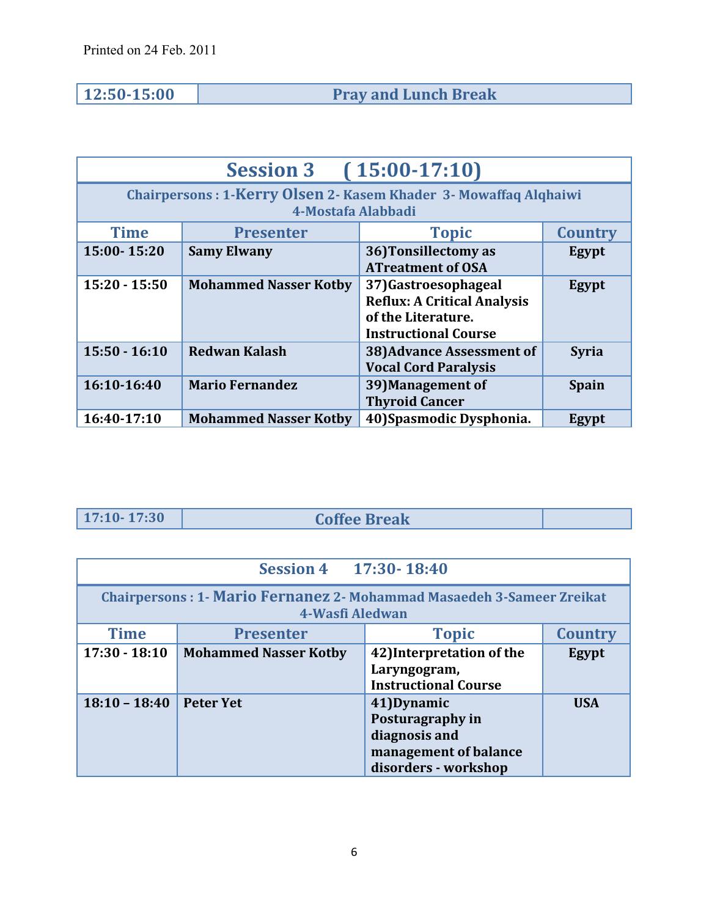Printed on 24 Feb. 2011

| 12:50-15:00 | Pray and Lunch Break |
|---|---|

## Session 3 (15:00-17:10)

**Chairpersons : 1-Kerry Olsen 2- Kasem Khader 3- Mowaffaq Alqhaiwi 4-Mostafa Alabbadi**

| Time | Presenter | Topic | Country |
|---|---|---|---|
| 15:00- 15:20 | Samy Elwany | 36)Tonsillectomy as ATreatment of OSA | Egypt |
| 15:20 - 15:50 | Mohammed Nasser Kotby | 37)Gastroesophageal Reflux: A Critical Analysis of the Literature. Instructional Course | Egypt |
| 15:50 - 16:10 | Redwan Kalash | 38)Advance Assessment of Vocal Cord Paralysis | Syria |
| 16:10-16:40 | Mario Fernandez | 39)Management of Thyroid Cancer | Spain |
| 16:40-17:10 | Mohammed Nasser Kotby | 40)Spasmodic Dysphonia. | Egypt |

| 17:10- 17:30 | Coffee Break | |
|---|---|---|

## Session 4 17:30- 18:40

**Chairpersons : 1- Mario Fernanez 2- Mohammad Masaedeh 3-Sameer Zreikat 4-Wasfi Aledwan**

| Time | Presenter | Topic | Country |
|---|---|---|---|
| 17:30 - 18:10 | Mohammed Nasser Kotby | 42)Interpretation of the Laryngogram, Instructional Course | Egypt |
| 18:10 – 18:40 | Peter Yet | 41)Dynamic Posturagraphy in diagnosis and management of balance disorders - workshop | USA |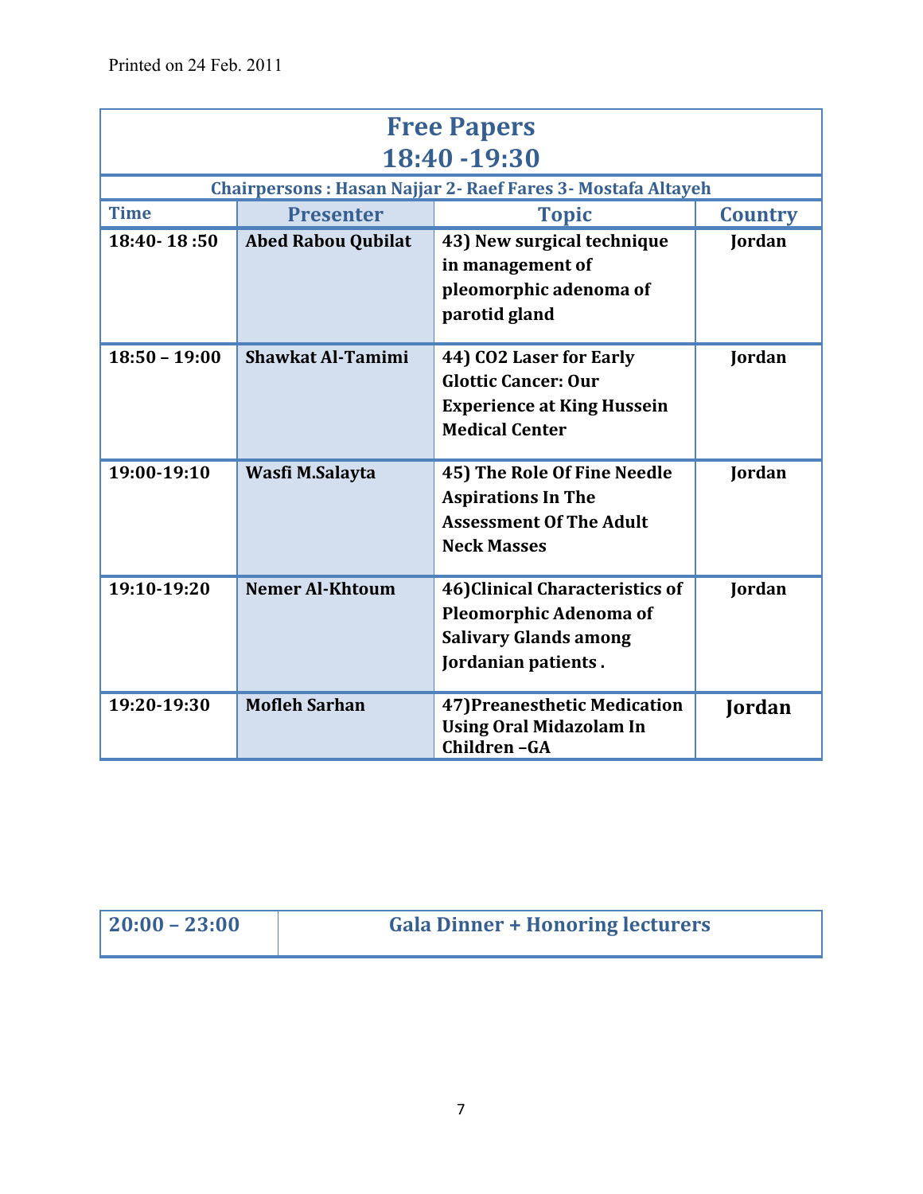Printed on 24 Feb. 2011

## Free Papers
## 18:40 -19:30

**Chairpersons : Hasan Najjar 2- Raef Fares 3- Mostafa Altayeh**

| Time | Presenter | Topic | Country |
|---|---|---|---|
| **18:40- 18 :50** | **Abed Rabou Qubilat** | **43) New surgical technique in management of pleomorphic adenoma of parotid gland** | **Jordan** |
| **18:50 – 19:00** | **Shawkat Al-Tamimi** | **44) CO2 Laser for Early Glottic Cancer: Our Experience at King Hussein Medical Center** | **Jordan** |
| **19:00-19:10** | **Wasfi M.Salayta** | **45) The Role Of Fine Needle Aspirations In The Assessment Of The Adult Neck Masses** | **Jordan** |
| **19:10-19:20** | **Nemer Al-Khtoum** | **46)Clinical Characteristics of Pleomorphic Adenoma of Salivary Glands among Jordanian patients .** | **Jordan** |
| **19:20-19:30** | **Mofleh Sarhan** | **47)Preanesthetic Medication Using Oral Midazolam In Children –GA** | **Jordan** |

| 20:00 – 23:00 | Gala Dinner + Honoring lecturers |
|---|---|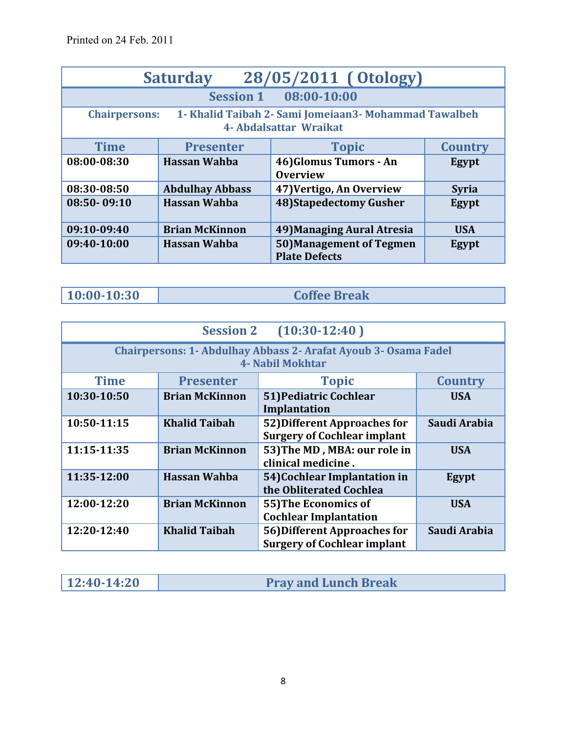Printed on 24 Feb. 2011

## Saturday 28/05/2011 ( Otology)

### Session 1 08:00-10:00

**Chairpersons:** 1- Khalid Taibah 2- Sami Jomeiaan3- Mohammad Tawalbeh 4- Abdalsattar Wraikat

| Time | Presenter | Topic | Country |
|---|---|---|---|
| 08:00-08:30 | Hassan Wahba | 46)Glomus Tumors - An Overview | Egypt |
| 08:30-08:50 | Abdulhay Abbass | 47)Vertigo, An Overview | Syria |
| 08:50- 09:10 | Hassan Wahba | 48)Stapedectomy Gusher | Egypt |
| 09:10-09:40 | Brian McKinnon | 49)Managing Aural Atresia | USA |
| 09:40-10:00 | Hassan Wahba | 50)Management of Tegmen Plate Defects | Egypt |

| 10:00-10:30 | Coffee Break |
|---|---|

### Session 2 (10:30-12:40 )

**Chairpersons:** 1- Abdulhay Abbass 2- Arafat Ayoub 3- Osama Fadel 4- Nabil Mokhtar

| Time | Presenter | Topic | Country |
|---|---|---|---|
| 10:30-10:50 | Brian McKinnon | 51)Pediatric Cochlear Implantation | USA |
| 10:50-11:15 | Khalid Taibah | 52)Different Approaches for Surgery of Cochlear implant | Saudi Arabia |
| 11:15-11:35 | Brian McKinnon | 53)The MD , MBA: our role in clinical medicine . | USA |
| 11:35-12:00 | Hassan Wahba | 54)Cochlear Implantation in the Obliterated Cochlea | Egypt |
| 12:00-12:20 | Brian McKinnon | 55)The Economics of Cochlear Implantation | USA |
| 12:20-12:40 | Khalid Taibah | 56)Different Approaches for Surgery of Cochlear implant | Saudi Arabia |

| 12:40-14:20 | Pray and Lunch Break |
|---|---|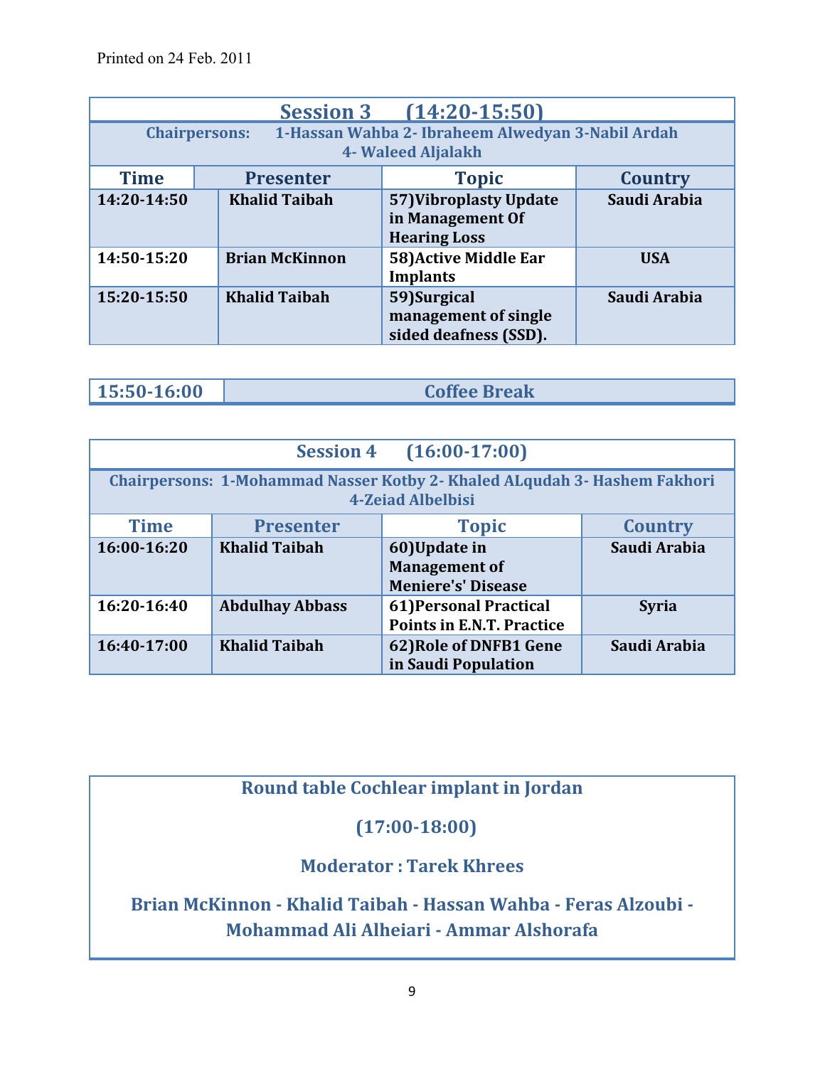Printed on 24 Feb. 2011

## Session 3 (14:20-15:50)

**Chairpersons:** 1-Hassan Wahba 2- Ibraheem Alwedyan 3-Nabil Ardah 4- Waleed Aljalakh

| Time | Presenter | Topic | Country |
|---|---|---|---|
| 14:20-14:50 | Khalid Taibah | 57)Vibroplasty Update in Management Of Hearing Loss | Saudi Arabia |
| 14:50-15:20 | Brian McKinnon | 58)Active Middle Ear Implants | USA |
| 15:20-15:50 | Khalid Taibah | 59)Surgical management of single sided deafness (SSD). | Saudi Arabia |

| 15:50-16:00 | Coffee Break |
|---|---|

## Session 4 (16:00-17:00)

**Chairpersons:** 1-Mohammad Nasser Kotby 2- Khaled ALqudah 3- Hashem Fakhori 4-Zeiad Albelbisi

| Time | Presenter | Topic | Country |
|---|---|---|---|
| 16:00-16:20 | Khalid Taibah | 60)Update in Management of Meniere's' Disease | Saudi Arabia |
| 16:20-16:40 | Abdulhay Abbass | 61)Personal Practical Points in E.N.T. Practice | Syria |
| 16:40-17:00 | Khalid Taibah | 62)Role of DNFB1 Gene in Saudi Population | Saudi Arabia |

## Round table Cochlear implant in Jordan

**(17:00-18:00)**

**Moderator : Tarek Khrees**

**Brian McKinnon - Khalid Taibah - Hassan Wahba - Feras Alzoubi - Mohammad Ali Alheiari - Ammar Alshorafa**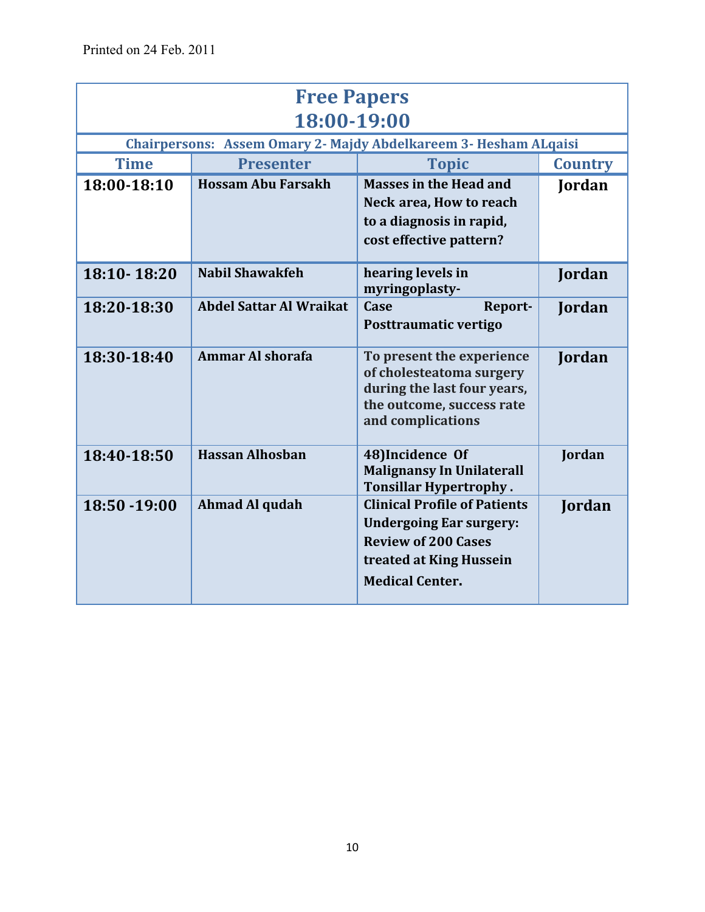Printed on 24 Feb. 2011

## Free Papers
## 18:00-19:00

**Chairpersons: Assem Omary 2- Majdy Abdelkareem 3- Hesham ALqaisi**

| Time | Presenter | Topic | Country |
|---|---|---|---|
| 18:00-18:10 | Hossam Abu Farsakh | Masses in the Head and Neck area, How to reach to a diagnosis in rapid, cost effective pattern? | Jordan |
| 18:10- 18:20 | Nabil Shawakfeh | hearing levels in myringoplasty- | Jordan |
| 18:20-18:30 | Abdel Sattar Al Wraikat | Case Report-Posttraumatic vertigo | Jordan |
| 18:30-18:40 | Ammar Al shorafa | To present the experience of cholesteatoma surgery during the last four years, the outcome, success rate and complications | Jordan |
| 18:40-18:50 | Hassan Alhosban | 48)Incidence Of Malignansy In Unilaterall Tonsillar Hypertrophy . | Jordan |
| 18:50 -19:00 | Ahmad Al qudah | Clinical Profile of Patients Undergoing Ear surgery: Review of 200 Cases treated at King Hussein Medical Center. | Jordan |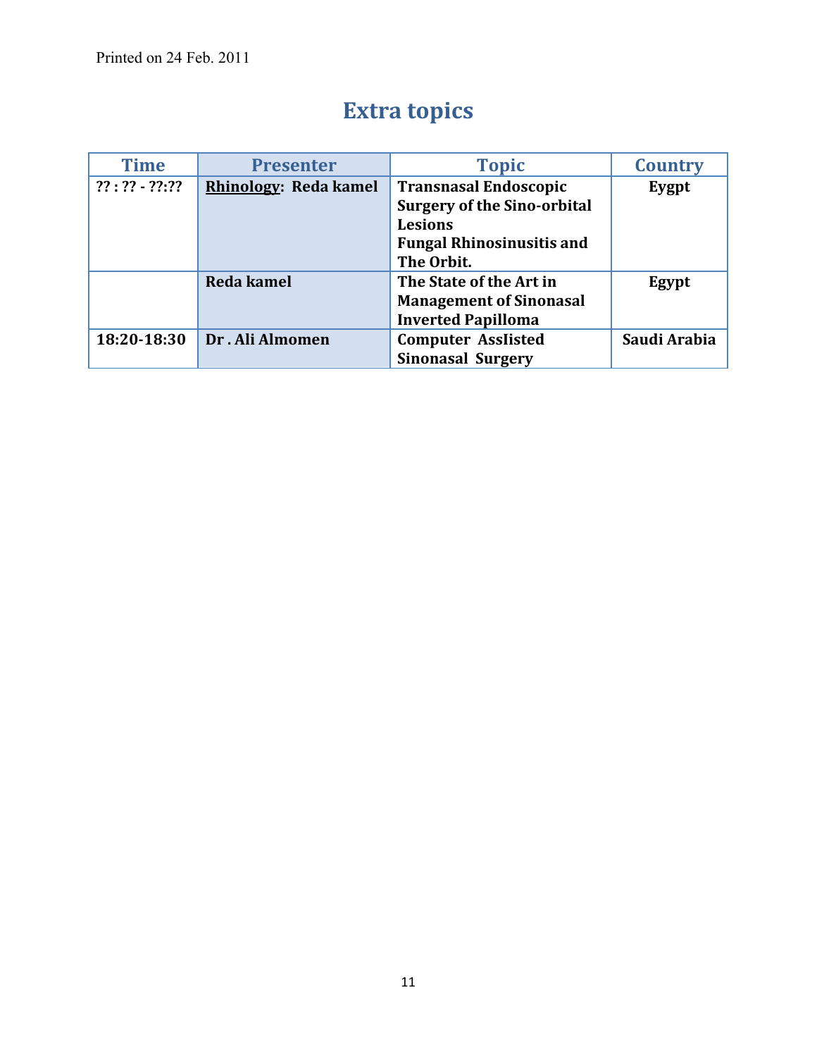Printed on 24 Feb. 2011

# Extra topics

| Time | Presenter | Topic | Country |
|---|---|---|---|
| ?? : ?? - ??:?? | **Rhinology**: Reda kamel | **Transnasal Endoscopic Surgery of the Sino-orbital Lesions**<br>**Fungal Rhinosinusitis and The Orbit.** | **Eygpt** |
| | **Reda kamel** | **The State of the Art in Management of Sinonasal Inverted Papilloma** | **Egypt** |
| **18:20-18:30** | **Dr . Ali Almomen** | **Computer AssIisted Sinonasal Surgery** | **Saudi Arabia** |